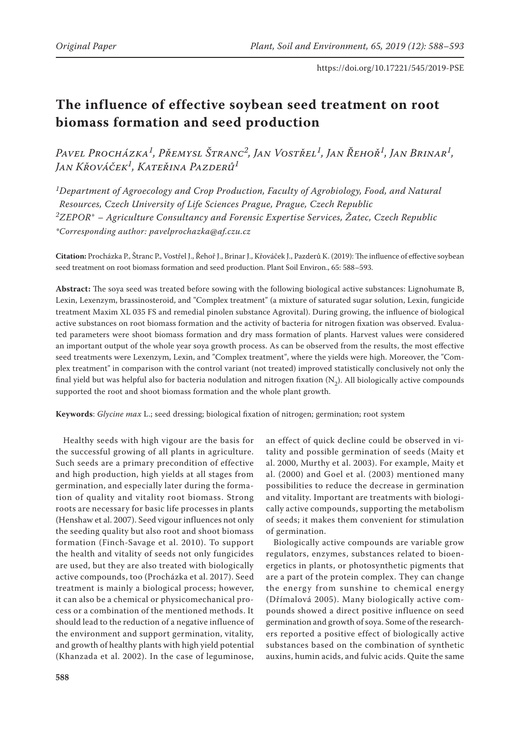Original Paper

# The influence of effective soybean seed treatment on root biomass formation and seed production

*Pavel Procházka[1], Přemysl Štranc[2], Jan Vostřel[1], Jan Řehoř[1], Jan Brinar[1], Jan Křováček[1], Kateřina Pazderů[1]*

*[1]Department of Agroecology and Crop Production, Faculty of Agrobiology, Food, and Natural Resources, Czech University of Life Sciences Prague, Prague, Czech Republic*
*[2]ZEPOR+ – Agriculture Consultancy and Forensic Expertise Services, Žatec, Czech Republic*
*\*Corresponding author: pavelprochazka@af.czu.cz*

**Citation:** Procházka P., Štranc P., Vostřel J., Řehoř J., Brinar J., Křováček J., Pazderů K. (2019): The influence of effective soybean seed treatment on root biomass formation and seed production. Plant Soil Environ., 65: 588–593.

**Abstract:** The soya seed was treated before sowing with the following biological active substances: Lignohumate B, Lexin, Lexenzym, brassinosteroid, and "Complex treatment" (a mixture of saturated sugar solution, Lexin, fungicide treatment Maxim XL 035 FS and remedial pinolen substance Agrovital). During growing, the influence of biological active substances on root biomass formation and the activity of bacteria for nitrogen fixation was observed. Evaluated parameters were shoot biomass formation and dry mass formation of plants. Harvest values were considered an important output of the whole year soya growth process. As can be observed from the results, the most effective seed treatments were Lexenzym, Lexin, and "Complex treatment", where the yields were high. Moreover, the "Complex treatment" in comparison with the control variant (not treated) improved statistically conclusively not only the final yield but was helpful also for bacteria nodulation and nitrogen fixation ($N_2$). All biologically active compounds supported the root and shoot biomass formation and the whole plant growth.

**Keywords**: *Glycine max* L.; seed dressing; biological fixation of nitrogen; germination; root system

Healthy seeds with high vigour are the basis for the successful growing of all plants in agriculture. Such seeds are a primary precondition of effective and high production, high yields at all stages from germination, and especially later during the formation of quality and vitality root biomass. Strong roots are necessary for basic life processes in plants (Henshaw et al. 2007). Seed vigour influences not only the seeding quality but also root and shoot biomass formation (Finch-Savage et al. 2010). To support the health and vitality of seeds not only fungicides are used, but they are also treated with biologically active compounds, too (Procházka et al. 2017). Seed treatment is mainly a biological process; however, it can also be a chemical or physicomechanical process or a combination of the mentioned methods. It should lead to the reduction of a negative influence of the environment and support germination, vitality, and growth of healthy plants with high yield potential (Khanzada et al. 2002). In the case of leguminose, an effect of quick decline could be observed in vitality and possible germination of seeds (Maity et al. 2000, Murthy et al. 2003). For example, Maity et al. (2000) and Goel et al. (2003) mentioned many possibilities to reduce the decrease in germination and vitality. Important are treatments with biologically active compounds, supporting the metabolism of seeds; it makes them convenient for stimulation of germination.

Biologically active compounds are variable grow regulators, enzymes, substances related to bioenergetics in plants, or photosynthetic pigments that are a part of the protein complex. They can change the energy from sunshine to chemical energy (Dřímalová 2005). Many biologically active compounds showed a direct positive influence on seed germination and growth of soya. Some of the researchers reported a positive effect of biologically active substances based on the combination of synthetic auxins, humin acids, and fulvic acids. Quite the same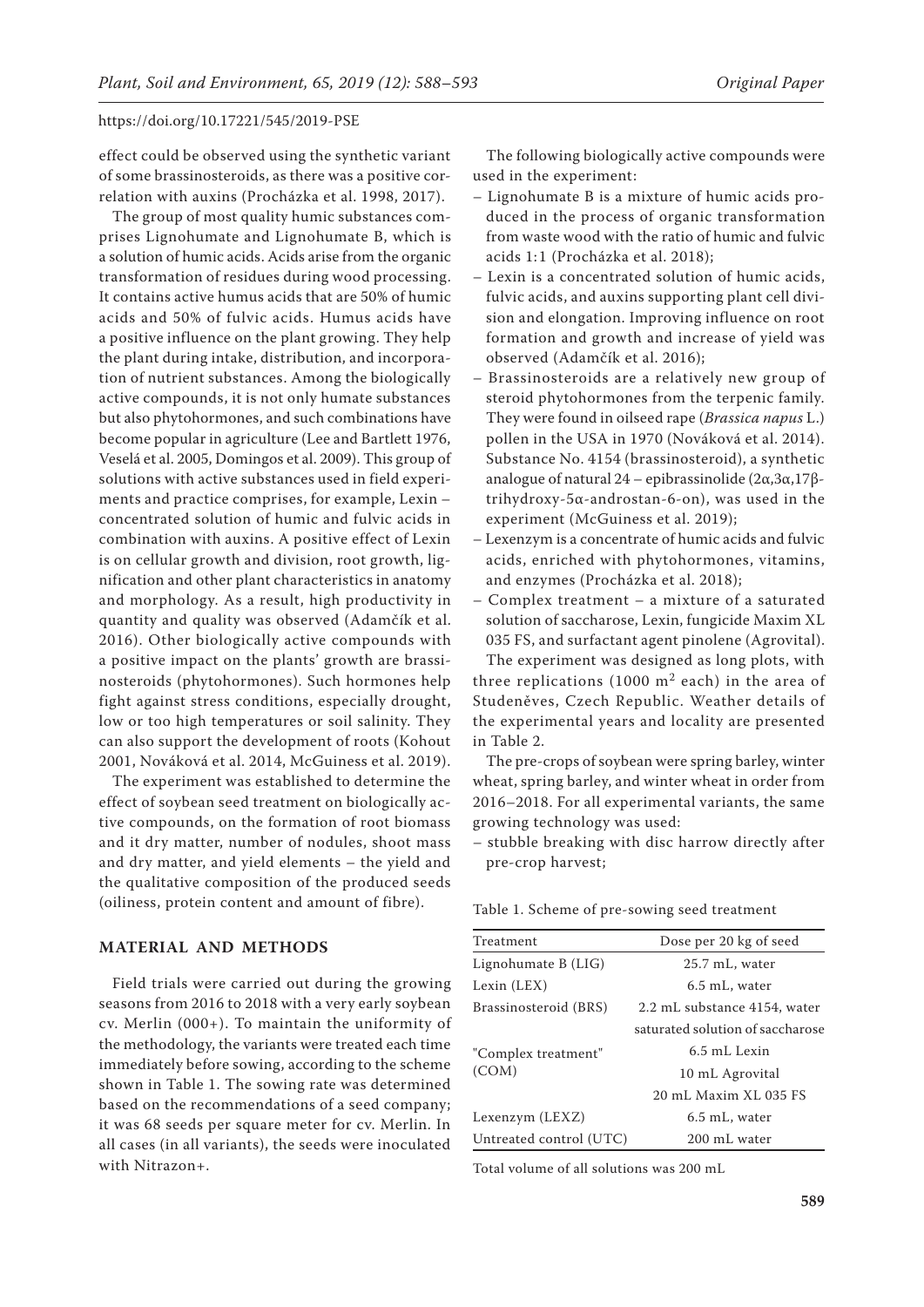effect could be observed using the synthetic variant of some brassinosteroids, as there was a positive correlation with auxins (Procházka et al. 1998, 2017).

The group of most quality humic substances comprises Lignohumate and Lignohumate B, which is a solution of humic acids. Acids arise from the organic transformation of residues during wood processing. It contains active humus acids that are 50% of humic acids and 50% of fulvic acids. Humus acids have a positive influence on the plant growing. They help the plant during intake, distribution, and incorporation of nutrient substances. Among the biologically active compounds, it is not only humate substances but also phytohormones, and such combinations have become popular in agriculture (Lee and Bartlett 1976, Veselá et al. 2005, Domingos et al. 2009). This group of solutions with active substances used in field experiments and practice comprises, for example, Lexin – concentrated solution of humic and fulvic acids in combination with auxins. A positive effect of Lexin is on cellular growth and division, root growth, lignification and other plant characteristics in anatomy and morphology. As a result, high productivity in quantity and quality was observed (Adamčík et al. 2016). Other biologically active compounds with a positive impact on the plants' growth are brassinosteroids (phytohormones). Such hormones help fight against stress conditions, especially drought, low or too high temperatures or soil salinity. They can also support the development of roots (Kohout 2001, Nováková et al. 2014, McGuiness et al. 2019).

The experiment was established to determine the effect of soybean seed treatment on biologically active compounds, on the formation of root biomass and it dry matter, number of nodules, shoot mass and dry matter, and yield elements – the yield and the qualitative composition of the produced seeds (oiliness, protein content and amount of fibre).

## MATERIAL AND METHODS

Field trials were carried out during the growing seasons from 2016 to 2018 with a very early soybean cv. Merlin (000+). To maintain the uniformity of the methodology, the variants were treated each time immediately before sowing, according to the scheme shown in Table 1. The sowing rate was determined based on the recommendations of a seed company; it was 68 seeds per square meter for cv. Merlin. In all cases (in all variants), the seeds were inoculated with Nitrazon+.

The following biologically active compounds were used in the experiment:

- Lignohumate B is a mixture of humic acids produced in the process of organic transformation from waste wood with the ratio of humic and fulvic acids 1:1 (Procházka et al. 2018);
- Lexin is a concentrated solution of humic acids, fulvic acids, and auxins supporting plant cell division and elongation. Improving influence on root formation and growth and increase of yield was observed (Adamčík et al. 2016);
- Brassinosteroids are a relatively new group of steroid phytohormones from the terpenic family. They were found in oilseed rape (*Brassica napus* L.) pollen in the USA in 1970 (Nováková et al. 2014). Substance No. 4154 (brassinosteroid), a synthetic analogue of natural 24 – epibrassinolide (2α,3α,17β-trihydroxy-5α-androstan-6-on), was used in the experiment (McGuiness et al. 2019);
- Lexenzym is a concentrate of humic acids and fulvic acids, enriched with phytohormones, vitamins, and enzymes (Procházka et al. 2018);
- Complex treatment – a mixture of a saturated solution of saccharose, Lexin, fungicide Maxim XL 035 FS, and surfactant agent pinolene (Agrovital).

The experiment was designed as long plots, with three replications (1000 $m^2$ each) in the area of Studeněves, Czech Republic. Weather details of the experimental years and locality are presented in Table 2.

The pre-crops of soybean were spring barley, winter wheat, spring barley, and winter wheat in order from 2016–2018. For all experimental variants, the same growing technology was used:

- stubble breaking with disc harrow directly after pre-crop harvest;

Table 1. Scheme of pre-sowing seed treatment

| Treatment | Dose per 20 kg of seed |
|---|---|
| Lignohumate B (LIG) | 25.7 mL, water |
| Lexin (LEX) | 6.5 mL, water |
| Brassinosteroid (BRS) | 2.2 mL substance 4154, water |
| "Complex treatment" (COM) | saturated solution of saccharose<br>6.5 mL Lexin<br>10 mL Agrovital<br>20 mL Maxim XL 035 FS |
| Lexenzym (LEXZ) | 6.5 mL, water |
| Untreated control (UTC) | 200 mL water |

Total volume of all solutions was 200 mL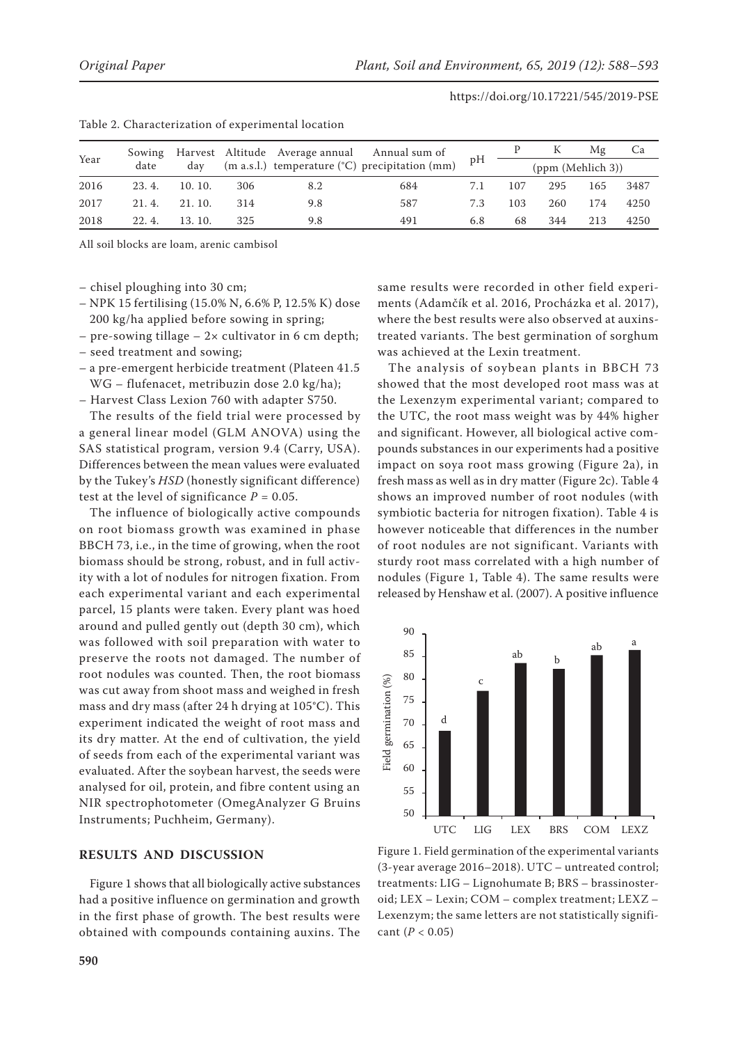Table 2. Characterization of experimental location

| Year | Sowing date | Harvest day | Altitude (m a.s.l.) | Average annual temperature (°C) | Annual sum of precipitation (mm) | pH | P | K | Mg | Ca |
|---|---|---|---|---|---|---|---|---|---|---|
| | | | | | | | (ppm (Mehlich 3)) | | | |
| 2016 | 23. 4. | 10. 10. | 306 | 8.2 | 684 | 7.1 | 107 | 295 | 165 | 3487 |
| 2017 | 21. 4. | 21. 10. | 314 | 9.8 | 587 | 7.3 | 103 | 260 | 174 | 4250 |
| 2018 | 22. 4. | 13. 10. | 325 | 9.8 | 491 | 6.8 | 68 | 344 | 213 | 4250 |

All soil blocks are loam, arenic cambisol

– chisel ploughing into 30 cm;
– NPK 15 fertilising (15.0% N, 6.6% P, 12.5% K) dose 200 kg/ha applied before sowing in spring;
– pre-sowing tillage – 2× cultivator in 6 cm depth;
– seed treatment and sowing;
– a pre-emergent herbicide treatment (Plateen 41.5 WG – flufenacet, metribuzin dose 2.0 kg/ha);
– Harvest Class Lexion 760 with adapter S750.

The results of the field trial were processed by a general linear model (GLM ANOVA) using the SAS statistical program, version 9.4 (Carry, USA). Differences between the mean values were evaluated by the Tukey's *HSD* (honestly significant difference) test at the level of significance $P = 0.05$.

The influence of biologically active compounds on root biomass growth was examined in phase BBCH 73, i.e., in the time of growing, when the root biomass should be strong, robust, and in full activity with a lot of nodules for nitrogen fixation. From each experimental variant and each experimental parcel, 15 plants were taken. Every plant was hoed around and pulled gently out (depth 30 cm), which was followed with soil preparation with water to preserve the roots not damaged. The number of root nodules was counted. Then, the root biomass was cut away from shoot mass and weighed in fresh mass and dry mass (after 24 h drying at 105°C). This experiment indicated the weight of root mass and its dry matter. At the end of cultivation, the yield of seeds from each of the experimental variant was evaluated. After the soybean harvest, the seeds were analysed for oil, protein, and fibre content using an NIR spectrophotometer (OmegAnalyzer G Bruins Instruments; Puchheim, Germany).

## RESULTS AND DISCUSSION

Figure 1 shows that all biologically active substances had a positive influence on germination and growth in the first phase of growth. The best results were obtained with compounds containing auxins. The same results were recorded in other field experiments (Adamčík et al. 2016, Procházka et al. 2017), where the best results were also observed at auxins-treated variants. The best germination of sorghum was achieved at the Lexin treatment.

The analysis of soybean plants in BBCH 73 showed that the most developed root mass was at the Lexenzym experimental variant; compared to the UTC, the root mass weight was by 44% higher and significant. However, all biological active compounds substances in our experiments had a positive impact on soya root mass growing (Figure 2a), in fresh mass as well as in dry matter (Figure 2c). Table 4 shows an improved number of root nodules (with symbiotic bacteria for nitrogen fixation). Table 4 is however noticeable that differences in the number of root nodules are not significant. Variants with sturdy root mass correlated with a high number of nodules (Figure 1, Table 4). The same results were released by Henshaw et al. (2007). A positive influence

Figure 1. Field germination of the experimental variants (3-year average 2016–2018). UTC – untreated control; treatments: LIG – Lignohumate B; BRS – brassinosteroid; LEX – Lexin; COM – complex treatment; LEXZ – Lexenzym; the same letters are not statistically significant ($P < 0.05$)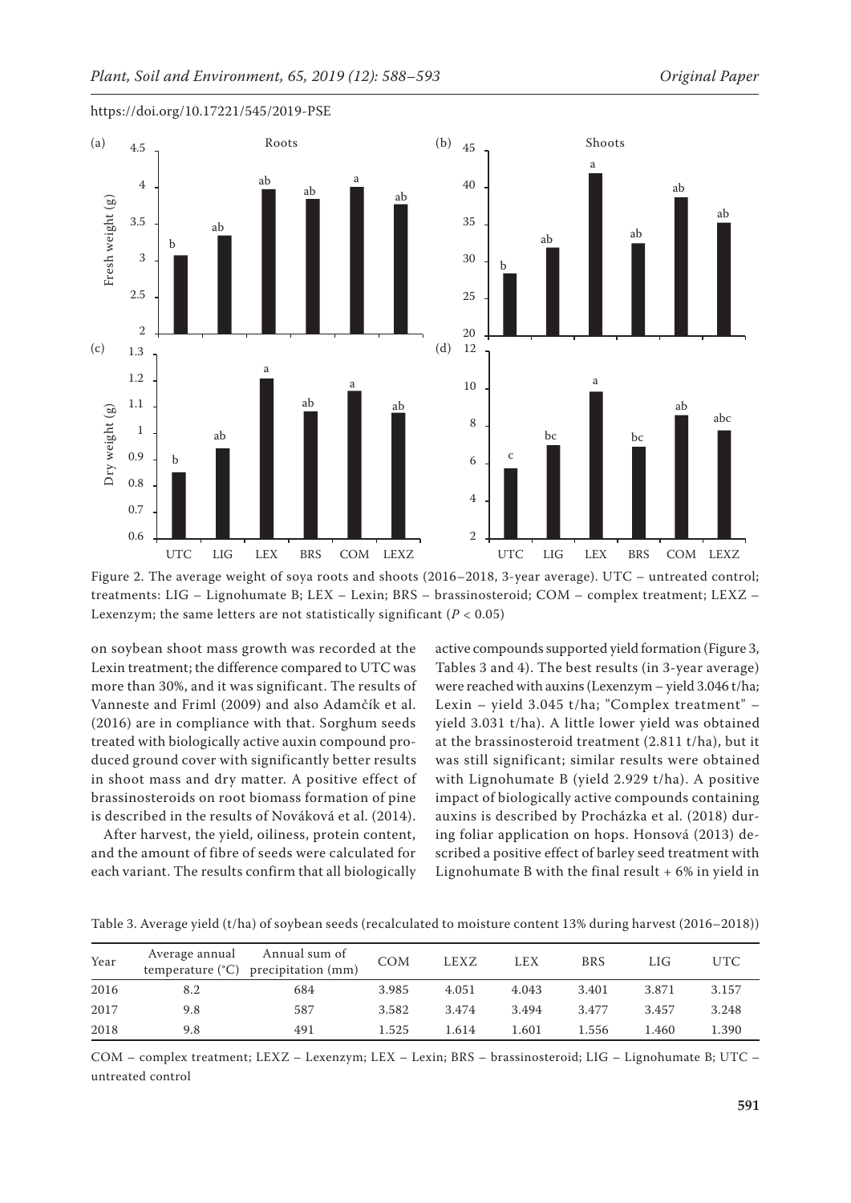Figure 2. The average weight of soya roots and shoots (2016–2018, 3-year average). UTC – untreated control; treatments: LIG – Lignohumate B; LEX – Lexin; BRS – brassinosteroid; COM – complex treatment; LEXZ – Lexenzym; the same letters are not statistically significant ($P < 0.05$)

on soybean shoot mass growth was recorded at the Lexin treatment; the difference compared to UTC was more than 30%, and it was significant. The results of Vanneste and Friml (2009) and also Adamčík et al. (2016) are in compliance with that. Sorghum seeds treated with biologically active auxin compound produced ground cover with significantly better results in shoot mass and dry matter. A positive effect of brassinosteroids on root biomass formation of pine is described in the results of Nováková et al. (2014).

After harvest, the yield, oiliness, protein content, and the amount of fibre of seeds were calculated for each variant. The results confirm that all biologically active compounds supported yield formation (Figure 3, Tables 3 and 4). The best results (in 3-year average) were reached with auxins (Lexenzym – yield 3.046 t/ha; Lexin – yield 3.045 t/ha; "Complex treatment" – yield 3.031 t/ha). A little lower yield was obtained at the brassinosteroid treatment (2.811 t/ha), but it was still significant; similar results were obtained with Lignohumate B (yield 2.929 t/ha). A positive impact of biologically active compounds containing auxins is described by Procházka et al. (2018) during foliar application on hops. Honsová (2013) described a positive effect of barley seed treatment with Lignohumate B with the final result + 6% in yield in

Table 3. Average yield (t/ha) of soybean seeds (recalculated to moisture content 13% during harvest (2016–2018))

| Year | Average annual temperature (°C) | Annual sum of precipitation (mm) | COM | LEXZ | LEX | BRS | LIG | UTC |
|---|---|---|---|---|---|---|---|---|
| 2016 | 8.2 | 684 | 3.985 | 4.051 | 4.043 | 3.401 | 3.871 | 3.157 |
| 2017 | 9.8 | 587 | 3.582 | 3.474 | 3.494 | 3.477 | 3.457 | 3.248 |
| 2018 | 9.8 | 491 | 1.525 | 1.614 | 1.601 | 1.556 | 1.460 | 1.390 |

COM – complex treatment; LEXZ – Lexenzym; LEX – Lexin; BRS – brassinosteroid; LIG – Lignohumate B; UTC – untreated control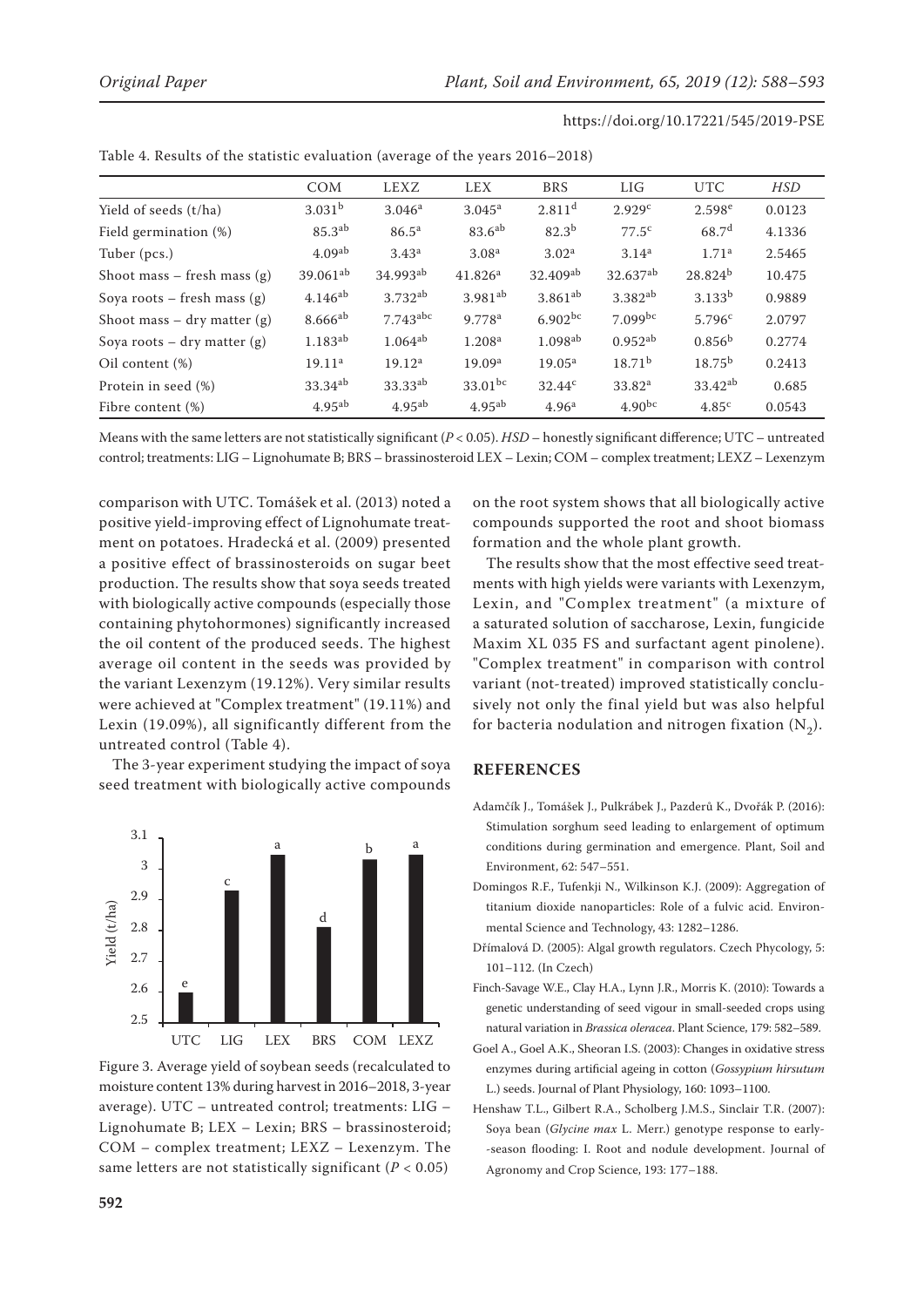Table 4. Results of the statistic evaluation (average of the years 2016–2018)

| | COM | LEXZ | LEX | BRS | LIG | UTC | *HSD* |
|---|---|---|---|---|---|---|---|
| Yield of seeds (t/ha) | 3.031$^{b}$ | 3.046$^{a}$ | 3.045$^{a}$ | 2.811$^{d}$ | 2.929$^{c}$ | 2.598$^{e}$ | 0.0123 |
| Field germination (%) | 85.3$^{ab}$ | 86.5$^{a}$ | 83.6$^{ab}$ | 82.3$^{b}$ | 77.5$^{c}$ | 68.7$^{d}$ | 4.1336 |
| Tuber (pcs.) | 4.09$^{ab}$ | 3.43$^{a}$ | 3.08$^{a}$ | 3.02$^{a}$ | 3.14$^{a}$ | 1.71$^{a}$ | 2.5465 |
| Shoot mass – fresh mass (g) | 39.061$^{ab}$ | 34.993$^{ab}$ | 41.826$^{a}$ | 32.409$^{ab}$ | 32.637$^{ab}$ | 28.824$^{b}$ | 10.475 |
| Soya roots – fresh mass (g) | 4.146$^{ab}$ | 3.732$^{ab}$ | 3.981$^{ab}$ | 3.861$^{ab}$ | 3.382$^{ab}$ | 3.133$^{b}$ | 0.9889 |
| Shoot mass – dry matter (g) | 8.666$^{ab}$ | 7.743$^{abc}$ | 9.778$^{a}$ | 6.902$^{bc}$ | 7.099$^{bc}$ | 5.796$^{c}$ | 2.0797 |
| Soya roots – dry matter (g) | 1.183$^{ab}$ | 1.064$^{ab}$ | 1.208$^{a}$ | 1.098$^{ab}$ | 0.952$^{ab}$ | 0.856$^{b}$ | 0.2774 |
| Oil content (%) | 19.11$^{a}$ | 19.12$^{a}$ | 19.09$^{a}$ | 19.05$^{a}$ | 18.71$^{b}$ | 18.75$^{b}$ | 0.2413 |
| Protein in seed (%) | 33.34$^{ab}$ | 33.33$^{ab}$ | 33.01$^{bc}$ | 32.44$^{c}$ | 33.82$^{a}$ | 33.42$^{ab}$ | 0.685 |
| Fibre content (%) | 4.95$^{ab}$ | 4.95$^{ab}$ | 4.95$^{ab}$ | 4.96$^{a}$ | 4.90$^{bc}$ | 4.85$^{c}$ | 0.0543 |

Means with the same letters are not statistically significant ($P < 0.05$). *HSD* – honestly significant difference; UTC – untreated control; treatments: LIG – Lignohumate B; BRS – brassinosteroid LEX – Lexin; COM – complex treatment; LEXZ – Lexenzym

comparison with UTC. Tomášek et al. (2013) noted a positive yield-improving effect of Lignohumate treatment on potatoes. Hradecká et al. (2009) presented a positive effect of brassinosteroids on sugar beet production. The results show that soya seeds treated with biologically active compounds (especially those containing phytohormones) significantly increased the oil content of the produced seeds. The highest average oil content in the seeds was provided by the variant Lexenzym (19.12%). Very similar results were achieved at "Complex treatment" (19.11%) and Lexin (19.09%), all significantly different from the untreated control (Table 4).

The 3-year experiment studying the impact of soya seed treatment with biologically active compounds on the root system shows that all biologically active compounds supported the root and shoot biomass formation and the whole plant growth.

Figure 3. Average yield of soybean seeds (recalculated to moisture content 13% during harvest in 2016–2018, 3-year average). UTC – untreated control; treatments: LIG – Lignohumate B; LEX – Lexin; BRS – brassinosteroid; COM – complex treatment; LEXZ – Lexenzym. The same letters are not statistically significant ($P < 0.05$)

The results show that the most effective seed treatments with high yields were variants with Lexenzym, Lexin, and "Complex treatment" (a mixture of a saturated solution of saccharose, Lexin, fungicide Maxim XL 035 FS and surfactant agent pinolene). "Complex treatment" in comparison with control variant (not-treated) improved statistically conclusively not only the final yield but was also helpful for bacteria nodulation and nitrogen fixation ($N_2$).

## REFERENCES

Adamčík J., Tomášek J., Pulkrábek J., Pazderů K., Dvořák P. (2016): Stimulation sorghum seed leading to enlargement of optimum conditions during germination and emergence. Plant, Soil and Environment, 62: 547–551.

Domingos R.F., Tufenkji N., Wilkinson K.J. (2009): Aggregation of titanium dioxide nanoparticles: Role of a fulvic acid. Environmental Science and Technology, 43: 1282–1286.

Dřímalová D. (2005): Algal growth regulators. Czech Phycology, 5: 101–112. (In Czech)

Finch-Savage W.E., Clay H.A., Lynn J.R., Morris K. (2010): Towards a genetic understanding of seed vigour in small-seeded crops using natural variation in *Brassica oleracea*. Plant Science, 179: 582–589.

Goel A., Goel A.K., Sheoran I.S. (2003): Changes in oxidative stress enzymes during artificial ageing in cotton (*Gossypium hirsutum* L.) seeds. Journal of Plant Physiology, 160: 1093–1100.

Henshaw T.L., Gilbert R.A., Scholberg J.M.S., Sinclair T.R. (2007): Soya bean (*Glycine max* L. Merr.) genotype response to early-season flooding: I. Root and nodule development. Journal of Agronomy and Crop Science, 193: 177–188.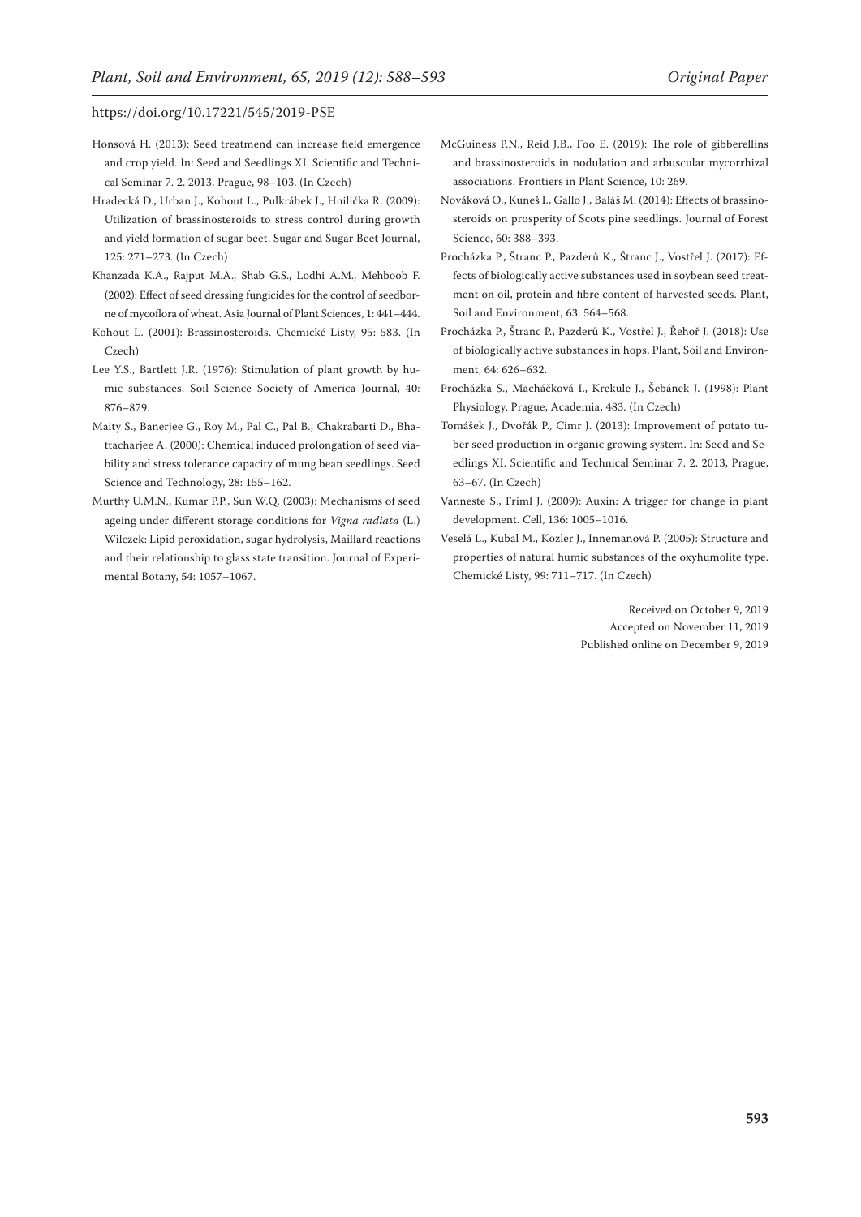Honsová H. (2013): Seed treatmend can increase field emergence and crop yield. In: Seed and Seedlings XI. Scientific and Technical Seminar 7. 2. 2013, Prague, 98–103. (In Czech)

Hradecká D., Urban J., Kohout L., Pulkrábek J., Hnilička R. (2009): Utilization of brassinosteroids to stress control during growth and yield formation of sugar beet. Sugar and Sugar Beet Journal, 125: 271–273. (In Czech)

Khanzada K.A., Rajput M.A., Shab G.S., Lodhi A.M., Mehboob F. (2002): Effect of seed dressing fungicides for the control of seedborne of mycoflora of wheat. Asia Journal of Plant Sciences, 1: 441–444.

Kohout L. (2001): Brassinosteroids. Chemické Listy, 95: 583. (In Czech)

Lee Y.S., Bartlett J.R. (1976): Stimulation of plant growth by humic substances. Soil Science Society of America Journal, 40: 876–879.

Maity S., Banerjee G., Roy M., Pal C., Pal B., Chakrabarti D., Bhattacharjee A. (2000): Chemical induced prolongation of seed viability and stress tolerance capacity of mung bean seedlings. Seed Science and Technology, 28: 155–162.

Murthy U.M.N., Kumar P.P., Sun W.Q. (2003): Mechanisms of seed ageing under different storage conditions for *Vigna radiata* (L.) Wilczek: Lipid peroxidation, sugar hydrolysis, Maillard reactions and their relationship to glass state transition. Journal of Experimental Botany, 54: 1057–1067.

McGuiness P.N., Reid J.B., Foo E. (2019): The role of gibberellins and brassinosteroids in nodulation and arbuscular mycorrhizal associations. Frontiers in Plant Science, 10: 269.

Nováková O., Kuneš I., Gallo J., Baláš M. (2014): Effects of brassinosteroids on prosperity of Scots pine seedlings. Journal of Forest Science, 60: 388–393.

Procházka P., Štranc P., Pazderů K., Štranc J., Vostřel J. (2017): Effects of biologically active substances used in soybean seed treatment on oil, protein and fibre content of harvested seeds. Plant, Soil and Environment, 63: 564–568.

Procházka P., Štranc P., Pazderů K., Vostřel J., Řehoř J. (2018): Use of biologically active substances in hops. Plant, Soil and Environment, 64: 626–632.

Procházka S., Macháčková I., Krekule J., Šebánek J. (1998): Plant Physiology. Prague, Academia, 483. (In Czech)

Tomášek J., Dvořák P., Cimr J. (2013): Improvement of potato tuber seed production in organic growing system. In: Seed and Seedlings XI. Scientific and Technical Seminar 7. 2. 2013, Prague, 63–67. (In Czech)

Vanneste S., Friml J. (2009): Auxin: A trigger for change in plant development. Cell, 136: 1005–1016.

Veselá L., Kubal M., Kozler J., Innemanová P. (2005): Structure and properties of natural humic substances of the oxyhumolite type. Chemické Listy, 99: 711–717. (In Czech)

Received on October 9, 2019
Accepted on November 11, 2019
Published online on December 9, 2019